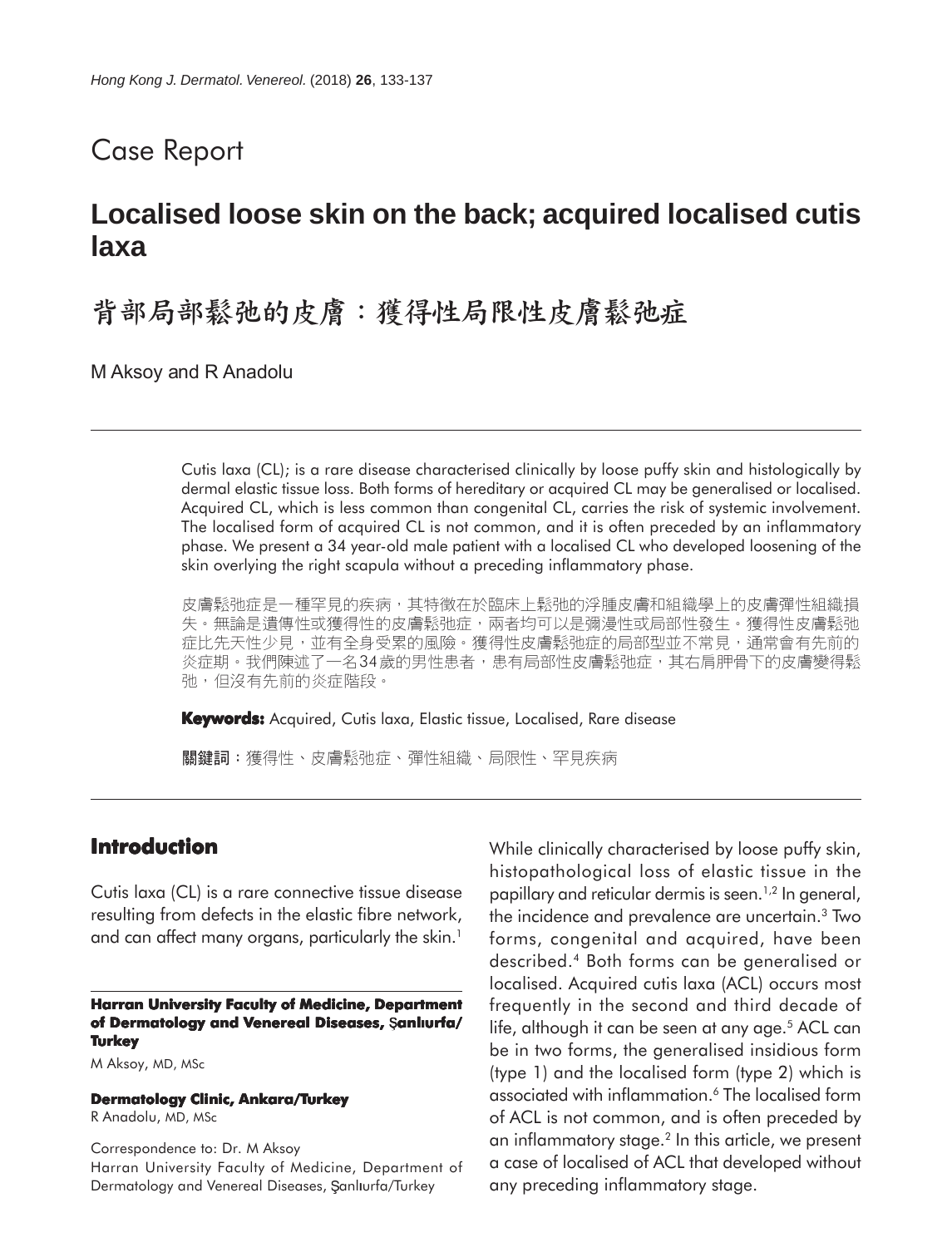# Case Report

## Localised loose skin on the back; acquired localised cutis laxa

## 背部局部鬆弛的皮膚：獲得性局限性皮膚鬆弛症

M Aksoy and R Anadolu

Cutis laxa (CL); is a rare disease characterised clinically by loose puffy skin and histologically by dermal elastic tissue loss. Both forms of hereditary or acquired CL may be generalised or localised. Acquired CL, which is less common than congenital CL, carries the risk of systemic involvement. The localised form of acquired CL is not common, and it is often preceded by an inflammatory phase. We present a 34 year-old male patient with a localised CL who developed loosening of the skin overlying the right scapula without a preceding inflammatory phase.

皮膚鬆弛症是一種罕見的疾病，其特徵在於臨床上鬆弛的浮腫皮膚和組織學上的皮膚彈性組織損失。無論是遺傳性或獲得性的皮膚鬆弛症，兩者均可以是彌漫性或局部性發生。獲得性皮膚鬆弛症比先天性少見，並有全身受累的風險。獲得性皮膚鬆弛症的局部型並不常見，通常會有先前的炎症期。我們陳述了一名34歲的男性患者，患有局部性皮膚鬆弛症，其右肩胛骨下的皮膚變得鬆弛，但沒有先前的炎症階段。

**Keywords:** Acquired, Cutis laxa, Elastic tissue, Localised, Rare disease

**關鍵詞**：獲得性、皮膚鬆弛症、彈性組織、局限性、罕見疾病

## Introduction

Cutis laxa (CL) is a rare connective tissue disease resulting from defects in the elastic fibre network, and can affect many organs, particularly the skin.[1] While clinically characterised by loose puffy skin, histopathological loss of elastic tissue in the papillary and reticular dermis is seen.[1,2] In general, the incidence and prevalence are uncertain.[3] Two forms, congenital and acquired, have been described.[4] Both forms can be generalised or localised. Acquired cutis laxa (ACL) occurs most frequently in the second and third decade of life, although it can be seen at any age.[5] ACL can be in two forms, the generalised insidious form (type 1) and the localised form (type 2) which is associated with inflammation.[6] The localised form of ACL is not common, and is often preceded by an inflammatory stage.[2] In this article, we present a case of localised of ACL that developed without any preceding inflammatory stage.

**Harran University Faculty of Medicine, Department of Dermatology and Venereal Diseases, Şanlıurfa/Turkey**

M Aksoy, MD, MSc

**Dermatology Clinic, Ankara/Turkey**

R Anadolu, MD, MSc

Correspondence to: Dr. M Aksoy
Harran University Faculty of Medicine, Department of Dermatology and Venereal Diseases, Şanlıurfa/Turkey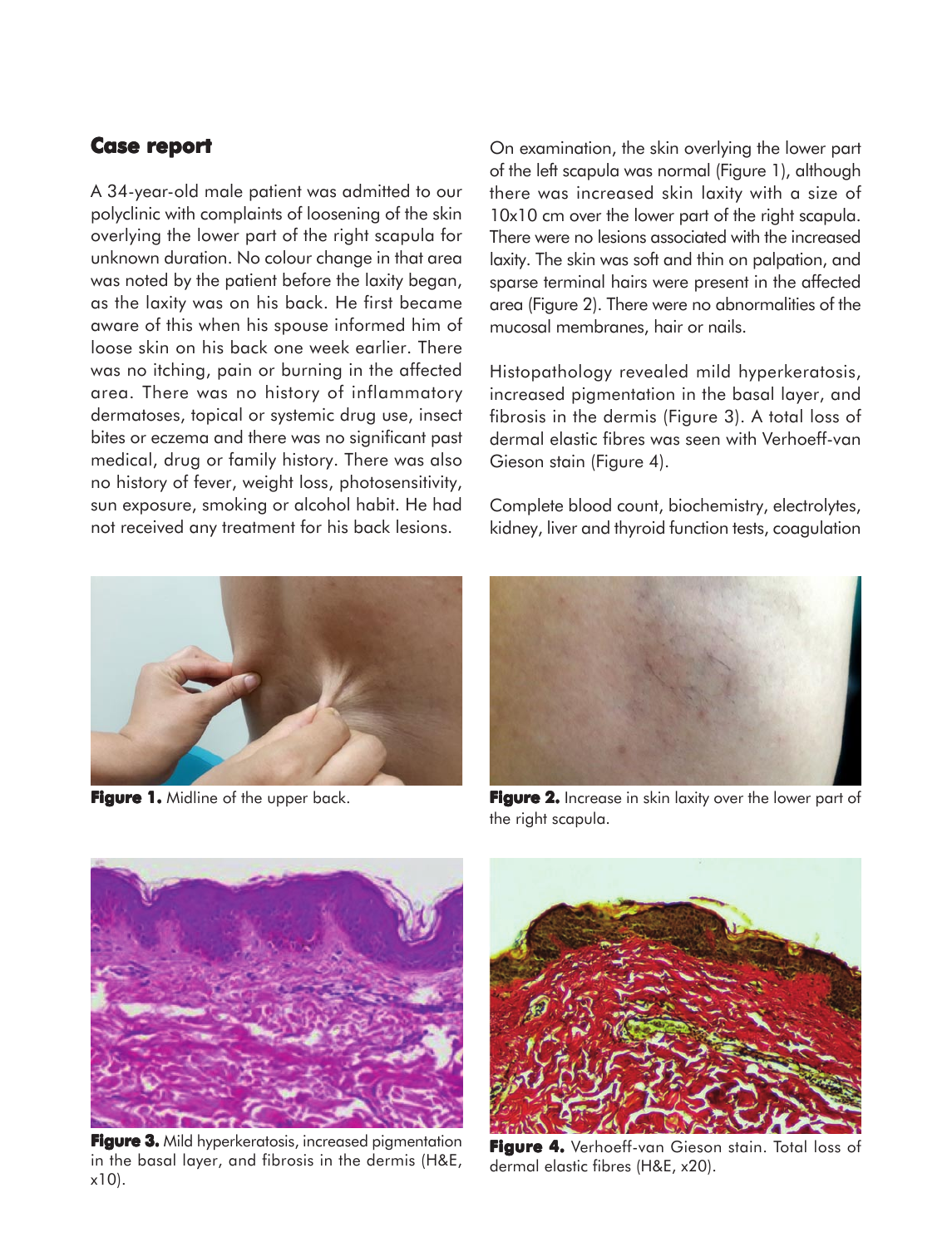## Case report

A 34-year-old male patient was admitted to our polyclinic with complaints of loosening of the skin overlying the lower part of the right scapula for unknown duration. No colour change in that area was noted by the patient before the laxity began, as the laxity was on his back. He first became aware of this when his spouse informed him of loose skin on his back one week earlier. There was no itching, pain or burning in the affected area. There was no history of inflammatory dermatoses, topical or systemic drug use, insect bites or eczema and there was no significant past medical, drug or family history. There was also no history of fever, weight loss, photosensitivity, sun exposure, smoking or alcohol habit. He had not received any treatment for his back lesions.

On examination, the skin overlying the lower part of the left scapula was normal (Figure 1), although there was increased skin laxity with a size of 10x10 cm over the lower part of the right scapula. There were no lesions associated with the increased laxity. The skin was soft and thin on palpation, and sparse terminal hairs were present in the affected area (Figure 2). There were no abnormalities of the mucosal membranes, hair or nails.

Histopathology revealed mild hyperkeratosis, increased pigmentation in the basal layer, and fibrosis in the dermis (Figure 3). A total loss of dermal elastic fibres was seen with Verhoeff-van Gieson stain (Figure 4).

Complete blood count, biochemistry, electrolytes, kidney, liver and thyroid function tests, coagulation

**Figure 1.** Midline of the upper back.

**Figure 2.** Increase in skin laxity over the lower part of the right scapula.

**Figure 3.** Mild hyperkeratosis, increased pigmentation in the basal layer, and fibrosis in the dermis (H&E, x10).

**Figure 4.** Verhoeff-van Gieson stain. Total loss of dermal elastic fibres (H&E, x20).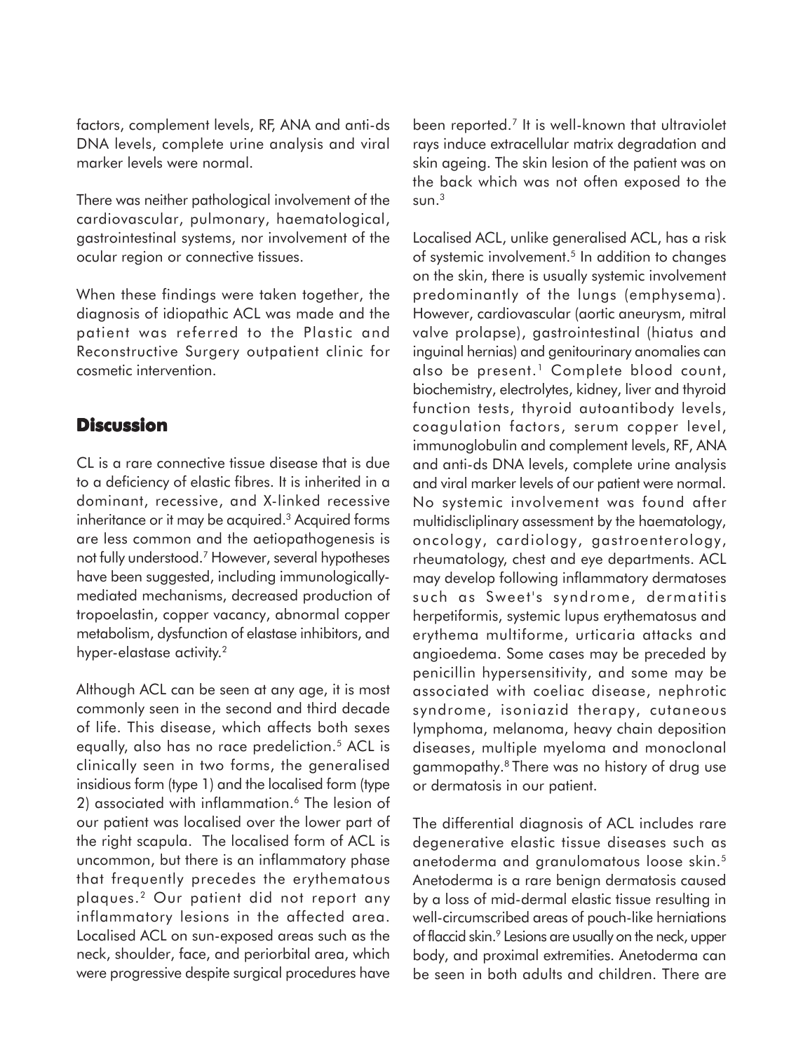factors, complement levels, RF, ANA and anti-ds DNA levels, complete urine analysis and viral marker levels were normal.

There was neither pathological involvement of the cardiovascular, pulmonary, haematological, gastrointestinal systems, nor involvement of the ocular region or connective tissues.

When these findings were taken together, the diagnosis of idiopathic ACL was made and the patient was referred to the Plastic and Reconstructive Surgery outpatient clinic for cosmetic intervention.

## Discussion

CL is a rare connective tissue disease that is due to a deficiency of elastic fibres. It is inherited in a dominant, recessive, and X-linked recessive inheritance or it may be acquired.[3] Acquired forms are less common and the aetiopathogenesis is not fully understood.[7] However, several hypotheses have been suggested, including immunologically-mediated mechanisms, decreased production of tropoelastin, copper vacancy, abnormal copper metabolism, dysfunction of elastase inhibitors, and hyper-elastase activity.[2]

Although ACL can be seen at any age, it is most commonly seen in the second and third decade of life. This disease, which affects both sexes equally, also has no race predeliction.[5] ACL is clinically seen in two forms, the generalised insidious form (type 1) and the localised form (type 2) associated with inflammation.[6] The lesion of our patient was localised over the lower part of the right scapula. The localised form of ACL is uncommon, but there is an inflammatory phase that frequently precedes the erythematous plaques.[2] Our patient did not report any inflammatory lesions in the affected area. Localised ACL on sun-exposed areas such as the neck, shoulder, face, and periorbital area, which were progressive despite surgical procedures have been reported.[7] It is well-known that ultraviolet rays induce extracellular matrix degradation and skin ageing. The skin lesion of the patient was on the back which was not often exposed to the sun.[3]

Localised ACL, unlike generalised ACL, has a risk of systemic involvement.[5] In addition to changes on the skin, there is usually systemic involvement predominantly of the lungs (emphysema). However, cardiovascular (aortic aneurysm, mitral valve prolapse), gastrointestinal (hiatus and inguinal hernias) and genitourinary anomalies can also be present.[1] Complete blood count, biochemistry, electrolytes, kidney, liver and thyroid function tests, thyroid autoantibody levels, coagulation factors, serum copper level, immunoglobulin and complement levels, RF, ANA and anti-ds DNA levels, complete urine analysis and viral marker levels of our patient were normal. No systemic involvement was found after multidiscliplinary assessment by the haematology, oncology, cardiology, gastroenterology, rheumatology, chest and eye departments. ACL may develop following inflammatory dermatoses such as Sweet's syndrome, dermatitis herpetiformis, systemic lupus erythematosus and erythema multiforme, urticaria attacks and angioedema. Some cases may be preceded by penicillin hypersensitivity, and some may be associated with coeliac disease, nephrotic syndrome, isoniazid therapy, cutaneous lymphoma, melanoma, heavy chain deposition diseases, multiple myeloma and monoclonal gammopathy.[8] There was no history of drug use or dermatosis in our patient.

The differential diagnosis of ACL includes rare degenerative elastic tissue diseases such as anetoderma and granulomatous loose skin.[5] Anetoderma is a rare benign dermatosis caused by a loss of mid-dermal elastic tissue resulting in well-circumscribed areas of pouch-like herniations of flaccid skin.[9] Lesions are usually on the neck, upper body, and proximal extremities. Anetoderma can be seen in both adults and children. There are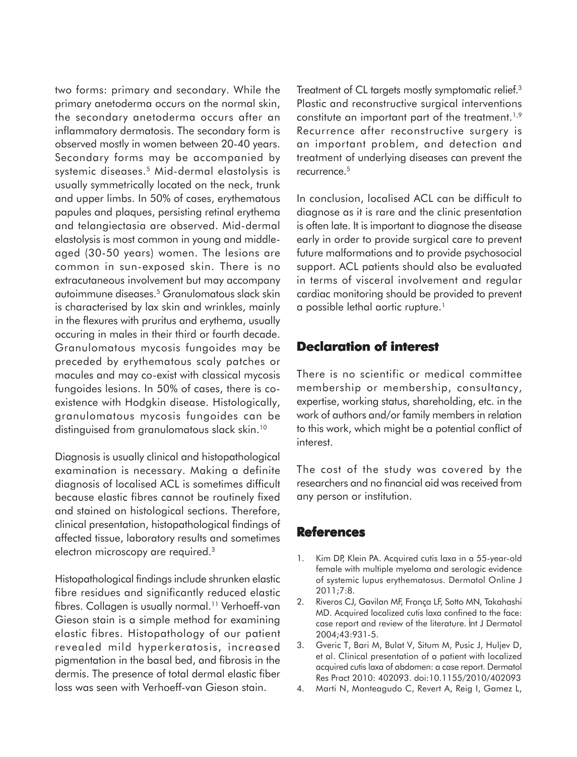two forms: primary and secondary. While the primary anetoderma occurs on the normal skin, the secondary anetoderma occurs after an inflammatory dermatosis. The secondary form is observed mostly in women between 20-40 years. Secondary forms may be accompanied by systemic diseases.[5] Mid-dermal elastolysis is usually symmetrically located on the neck, trunk and upper limbs. In 50% of cases, erythematous papules and plaques, persisting retinal erythema and telangiectasia are observed. Mid-dermal elastolysis is most common in young and middle-aged (30-50 years) women. The lesions are common in sun-exposed skin. There is no extracutaneous involvement but may accompany autoimmune diseases.[5] Granulomatous slack skin is characterised by lax skin and wrinkles, mainly in the flexures with pruritus and erythema, usually occuring in males in their third or fourth decade. Granulomatous mycosis fungoides may be preceded by erythematous scaly patches or macules and may co-exist with classical mycosis fungoides lesions. In 50% of cases, there is co-existence with Hodgkin disease. Histologically, granulomatous mycosis fungoides can be distinguised from granulomatous slack skin.[10]

Diagnosis is usually clinical and histopathological examination is necessary. Making a definite diagnosis of localised ACL is sometimes difficult because elastic fibres cannot be routinely fixed and stained on histological sections. Therefore, clinical presentation, histopathological findings of affected tissue, laboratory results and sometimes electron microscopy are required.[3]

Histopathological findings include shrunken elastic fibre residues and significantly reduced elastic fibres. Collagen is usually normal.[11] Verhoeff-van Gieson stain is a simple method for examining elastic fibres. Histopathology of our patient revealed mild hyperkeratosis, increased pigmentation in the basal bed, and fibrosis in the dermis. The presence of total dermal elastic fiber loss was seen with Verhoeff-van Gieson stain.

Treatment of CL targets mostly symptomatic relief.[3] Plastic and reconstructive surgical interventions constitute an important part of the treatment.[1,9] Recurrence after reconstructive surgery is an important problem, and detection and treatment of underlying diseases can prevent the recurrence.[5]

In conclusion, localised ACL can be difficult to diagnose as it is rare and the clinic presentation is often late. It is important to diagnose the disease early in order to provide surgical care to prevent future malformations and to provide psychosocial support. ACL patients should also be evaluated in terms of visceral involvement and regular cardiac monitoring should be provided to prevent a possible lethal aortic rupture.[1]

## Declaration of interest

There is no scientific or medical committee membership or membership, consultancy, expertise, working status, shareholding, etc. in the work of authors and/or family members in relation to this work, which might be a potential conflict of interest.

The cost of the study was covered by the researchers and no financial aid was received from any person or institution.

## References

1. Kim DP, Klein PA. Acquired cutis laxa in a 55-year-old female with multiple myeloma and serologic evidence of systemic lupus erythematosus. Dermatol Online J 2011;7:8.
2. Riveros CJ, Gavilan MF, França LF, Sotto MN, Takahashi MD. Acquired localized cutis laxa confined to the face: case report and review of the literature. İnt J Dermatol 2004;43:931-5.
3. Gveric T, Bari M, Bulat V, Situm M, Pusic J, Huljev D, et al. Clinical presentation of a patient with localized acquired cutis laxa of abdomen: a case report. Dermatol Res Pract 2010: 402093. doi:10.1155/2010/402093
4. Marti N, Monteagudo C, Revert A, Reig I, Gamez L,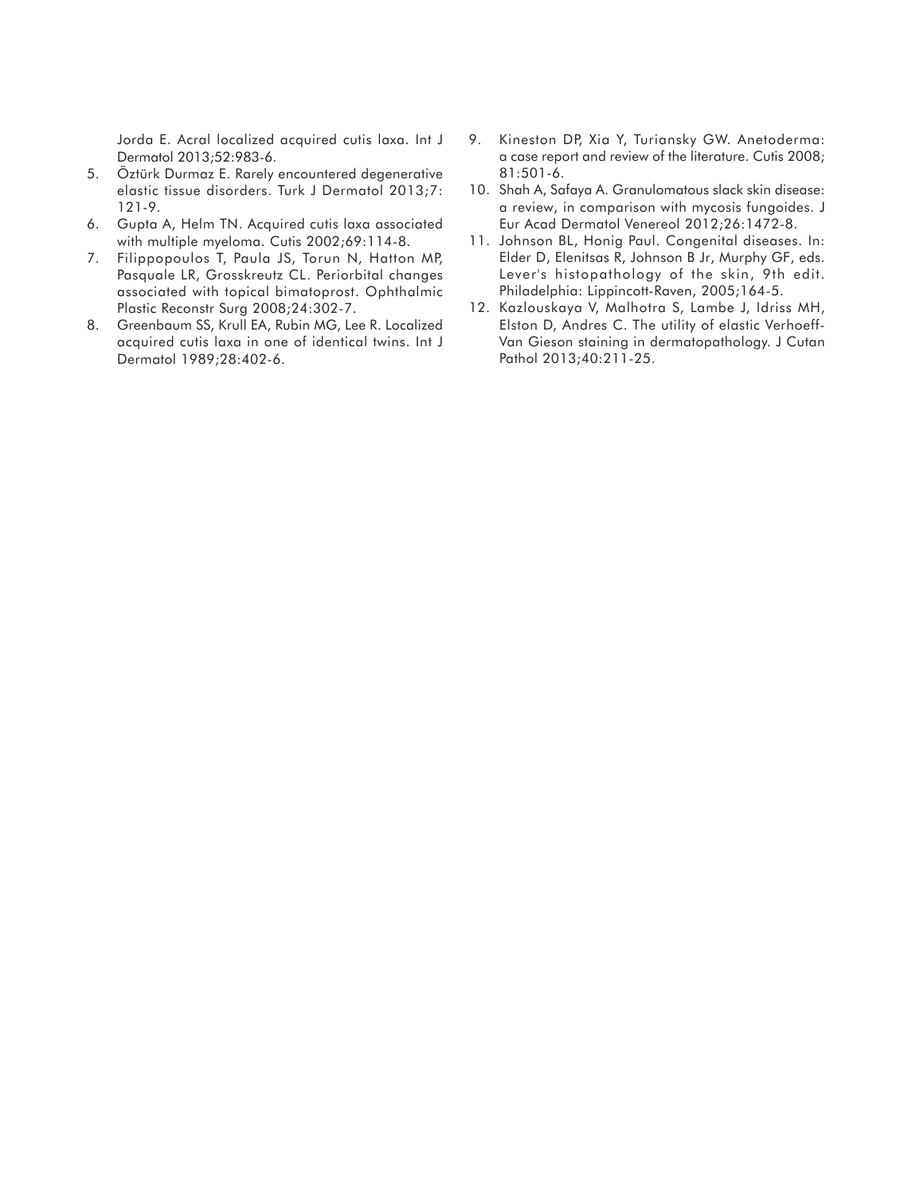Jorda E. Acral localized acquired cutis laxa. Int J Dermatol 2013;52:983-6.

5. Öztürk Durmaz E. Rarely encountered degenerative elastic tissue disorders. Turk J Dermatol 2013;7: 121-9.
6. Gupta A, Helm TN. Acquired cutis laxa associated with multiple myeloma. Cutis 2002;69:114-8.
7. Filippopoulos T, Paula JS, Torun N, Hatton MP, Pasquale LR, Grosskreutz CL. Periorbital changes associated with topical bimatoprost. Ophthalmic Plastic Reconstr Surg 2008;24:302-7.
8. Greenbaum SS, Krull EA, Rubin MG, Lee R. Localized acquired cutis laxa in one of identical twins. Int J Dermatol 1989;28:402-6.
9. Kineston DP, Xia Y, Turiansky GW. Anetoderma: a case report and review of the literature. Cutis 2008; 81:501-6.
10. Shah A, Safaya A. Granulomatous slack skin disease: a review, in comparison with mycosis fungoides. J Eur Acad Dermatol Venereol 2012;26:1472-8.
11. Johnson BL, Honig Paul. Congenital diseases. In: Elder D, Elenitsas R, Johnson B Jr, Murphy GF, eds. Lever's histopathology of the skin, 9th edit. Philadelphia: Lippincott-Raven, 2005;164-5.
12. Kazlouskaya V, Malhotra S, Lambe J, Idriss MH, Elston D, Andres C. The utility of elastic Verhoeff-Van Gieson staining in dermatopathology. J Cutan Pathol 2013;40:211-25.